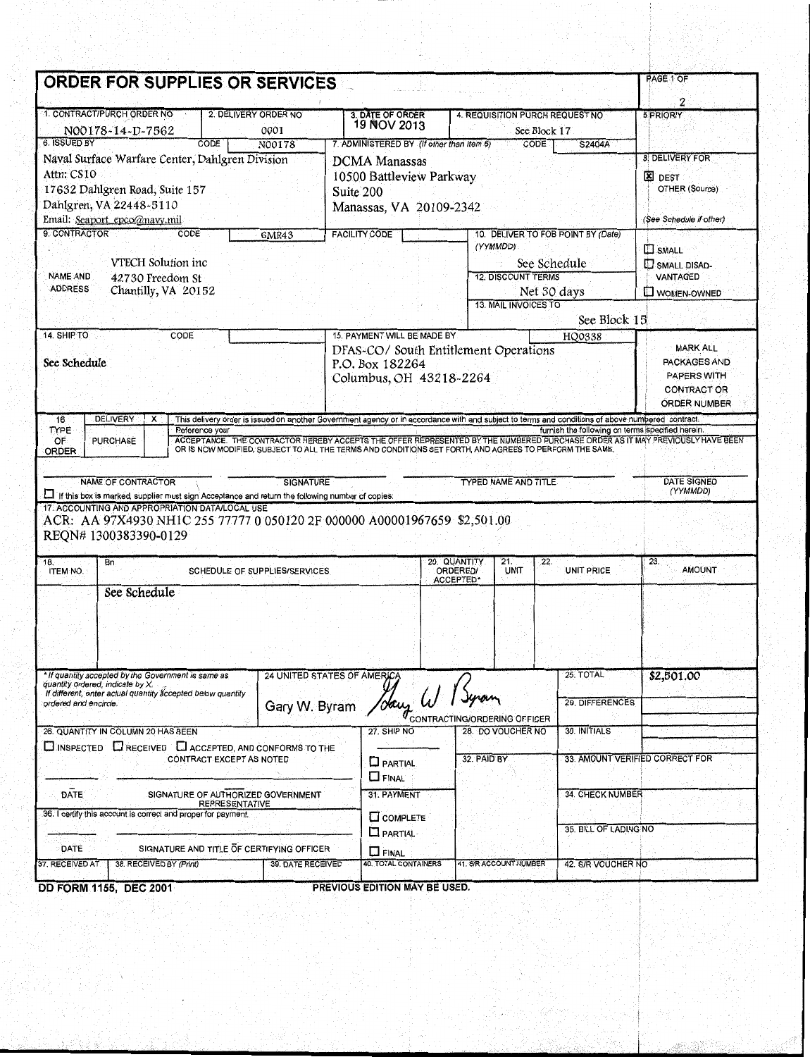# ORDER FOR SUPPLIES OR SERVICES

PAGE 1 OF 2

| 1. CONTRACT/PURCH ORDER NO | 2. DELIVERY ORDER NO | 3. DATE OF ORDER | 4. REQUISITION PURCH REQUEST NO | 5. PRIORITY |
|---|---|---|---|---|
| N00178-14-D-7562 | 0001 | 19 NOV 2013 | See Block 17 | |

**6. ISSUED BY** CODE N00178

Naval Surface Warfare Center, Dahlgren Division
Attn: CS10
17632 Dahlgren Road, Suite 157
Dahlgren, VA 22448-5110
Email: Seaport_cpco@navy.mil

**7. ADMINISTERED BY** *(If other than Item 6)* CODE S2404A

DCMA Manassas
10500 Battleview Parkway
Suite 200
Manassas, VA 20109-2342

**8. DELIVERY FOR**
☒ DEST
☐ OTHER (Source)
(See Schedule if other)

**9. CONTRACTOR** CODE 6MR43 FACILITY CODE

NAME AND ADDRESS:
VTECH Solution inc
42730 Freedom St
Chantilly, VA 20152

**10. DELIVER TO FOB POINT BY** (Date) (YYMMDD): See Schedule

**12. DISCOUNT TERMS:** Net 30 days

**13. MAIL INVOICES TO:** See Block 15

☐ SMALL
☐ SMALL DISADVANTAGED
☐ WOMEN-OWNED

**14. SHIP TO** CODE

See Schedule

**15. PAYMENT WILL BE MADE BY** HQ0338

DFAS-CO/ South Entitlement Operations
P.O. Box 182264
Columbus, OH 43218-2264

MARK ALL PACKAGES AND PAPERS WITH CONTRACT OR ORDER NUMBER

**16. TYPE OF ORDER**

- DELIVERY [X] — This delivery order is issued on another Government agency or in accordance with and subject to terms and conditions of above numbered contract.
- PURCHASE — Reference your ______ furnish the following on terms specified herein.

ACCEPTANCE. THE CONTRACTOR HEREBY ACCEPTS THE OFFER REPRESENTED BY THE NUMBERED PURCHASE ORDER AS IT MAY PREVIOUSLY HAVE BEEN OR IS NOW MODIFIED, SUBJECT TO ALL THE TERMS AND CONDITIONS SET FORTH, AND AGREES TO PERFORM THE SAME.

| NAME OF CONTRACTOR | SIGNATURE | TYPED NAME AND TITLE | DATE SIGNED (YYMMDD) |
|---|---|---|---|
| | | | |

☐ If this box is marked, supplier must sign Acceptance and return the following number of copies:

**17. ACCOUNTING AND APPROPRIATION DATA/LOCAL USE**

ACR: AA 97X4930 NH1C 255 77777 0 050120 2F 000000 A00001967659 $2,501.00
REQN# 1300383390-0129

| 18. ITEM NO. | 19. SCHEDULE OF SUPPLIES/SERVICES | 20. QUANTITY ORDERED/ ACCEPTED* | 21. UNIT | 22. UNIT PRICE | 23. AMOUNT |
|---|---|---|---|---|---|
| | See Schedule | | | | |

\* If quantity accepted by the Government is same as quantity ordered, indicate by X. If different, enter actual quantity accepted below quantity ordered and encircle.

**24. UNITED STATES OF AMERICA**
Gary W. Byram (signature)
CONTRACTING/ORDERING OFFICER

**25. TOTAL:** $2,501.00

**29. DIFFERENCES**

**26. QUANTITY IN COLUMN 20 HAS BEEN**
☐ INSPECTED ☐ RECEIVED ☐ ACCEPTED, AND CONFORMS TO THE CONTRACT EXCEPT AS NOTED

DATE — SIGNATURE OF AUTHORIZED GOVERNMENT REPRESENTATIVE

27. SHIP NO ☐ PARTIAL ☐ FINAL

28. DO VOUCHER NO

30. INITIALS

32. PAID BY

33. AMOUNT VERIFIED CORRECT FOR

31. PAYMENT ☐ COMPLETE ☐ PARTIAL ☐ FINAL

34. CHECK NUMBER

35. BILL OF LADING NO

36. I certify this account is correct and proper for payment.

DATE — SIGNATURE AND TITLE OF CERTIFYING OFFICER

| 37. RECEIVED AT | 38. RECEIVED BY (Print) | 39. DATE RECEIVED | 40. TOTAL CONTAINERS | 41. S/R ACCOUNT NUMBER | 42. S/R VOUCHER NO |
|---|---|---|---|---|---|
| | | | | | |

DD FORM 1155, DEC 2001 — PREVIOUS EDITION MAY BE USED.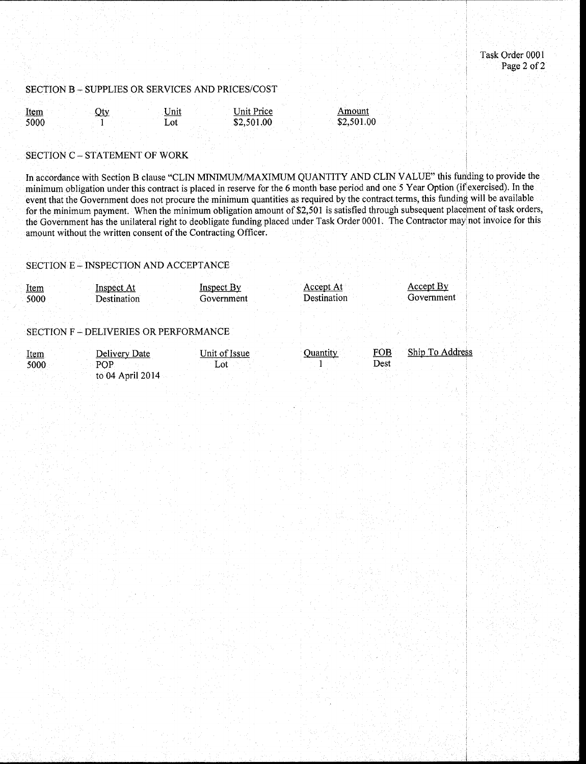## SECTION B – SUPPLIES OR SERVICES AND PRICES/COST

| Item | Qty | Unit | Unit Price | Amount |
| --- | --- | --- | --- | --- |
| 5000 | 1 | Lot | $2,501.00 | $2,501.00 |

## SECTION C – STATEMENT OF WORK

In accordance with Section B clause "CLIN MINIMUM/MAXIMUM QUANTITY AND CLIN VALUE" this funding to provide the minimum obligation under this contract is placed in reserve for the 6 month base period and one 5 Year Option (if exercised). In the event that the Government does not procure the minimum quantities as required by the contract terms, this funding will be available for the minimum payment. When the minimum obligation amount of $2,501 is satisfied through subsequent placement of task orders, the Government has the unilateral right to deobligate funding placed under Task Order 0001. The Contractor may not invoice for this amount without the written consent of the Contracting Officer.

## SECTION E – INSPECTION AND ACCEPTANCE

| Item | Inspect At | Inspect By | Accept At | Accept By |
| --- | --- | --- | --- | --- |
| 5000 | Destination | Government | Destination | Government |

## SECTION F – DELIVERIES OR PERFORMANCE

| Item | Delivery Date | Unit of Issue | Quantity | FOB | Ship To Address |
| --- | --- | --- | --- | --- | --- |
| 5000 | POP to 04 April 2014 | Lot | 1 | Dest | |